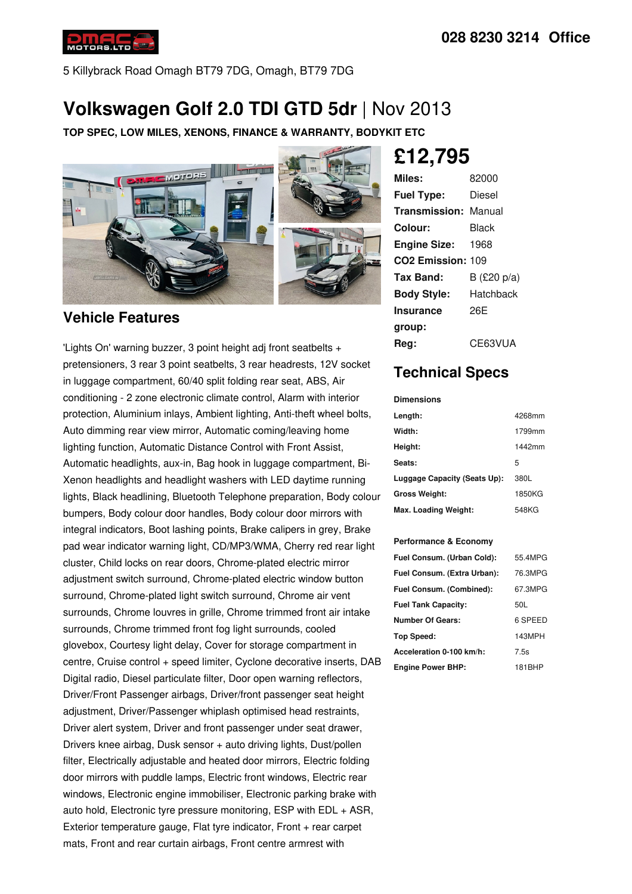028 8230 3214 Office

5 Killybrack Road Omagh BT79 7DG, Omagh, BT79 7DG

# Volkswagen Golf 2.0 TDI GTD 5dr | Nov 2013

**TOP SPEC, LOW MILES, XENONS, FINANCE & WARRANTY, BODYKIT ETC**

## £12,795

| | |
|---|---|
| **Miles:** | 82000 |
| **Fuel Type:** | Diesel |
| **Transmission:** | Manual |
| **Colour:** | Black |
| **Engine Size:** | 1968 |
| **CO2 Emission:** | 109 |
| **Tax Band:** | B (£20 p/a) |
| **Body Style:** | Hatchback |
| **Insurance group:** | 26E |
| **Reg:** | CE63VUA |

## Vehicle Features

'Lights On' warning buzzer, 3 point height adj front seatbelts + pretensioners, 3 rear 3 point seatbelts, 3 rear headrests, 12V socket in luggage compartment, 60/40 split folding rear seat, ABS, Air conditioning - 2 zone electronic climate control, Alarm with interior protection, Aluminium inlays, Ambient lighting, Anti-theft wheel bolts, Auto dimming rear view mirror, Automatic coming/leaving home lighting function, Automatic Distance Control with Front Assist, Automatic headlights, aux-in, Bag hook in luggage compartment, Bi-Xenon headlights and headlight washers with LED daytime running lights, Black headlining, Bluetooth Telephone preparation, Body colour bumpers, Body colour door handles, Body colour door mirrors with integral indicators, Boot lashing points, Brake calipers in grey, Brake pad wear indicator warning light, CD/MP3/WMA, Cherry red rear light cluster, Child locks on rear doors, Chrome-plated electric mirror adjustment switch surround, Chrome-plated electric window button surround, Chrome-plated light switch surround, Chrome air vent surrounds, Chrome louvres in grille, Chrome trimmed front air intake surrounds, Chrome trimmed front fog light surrounds, cooled glovebox, Courtesy light delay, Cover for storage compartment in centre, Cruise control + speed limiter, Cyclone decorative inserts, DAB Digital radio, Diesel particulate filter, Door open warning reflectors, Driver/Front Passenger airbags, Driver/front passenger seat height adjustment, Driver/Passenger whiplash optimised head restraints, Driver alert system, Driver and front passenger under seat drawer, Drivers knee airbag, Dusk sensor + auto driving lights, Dust/pollen filter, Electrically adjustable and heated door mirrors, Electric folding door mirrors with puddle lamps, Electric front windows, Electric rear windows, Electronic engine immobiliser, Electronic parking brake with auto hold, Electronic tyre pressure monitoring, ESP with EDL + ASR, Exterior temperature gauge, Flat tyre indicator, Front + rear carpet mats, Front and rear curtain airbags, Front centre armrest with

## Technical Specs

### Dimensions

| | |
|---|---|
| **Length:** | 4268mm |
| **Width:** | 1799mm |
| **Height:** | 1442mm |
| **Seats:** | 5 |
| **Luggage Capacity (Seats Up):** | 380L |
| **Gross Weight:** | 1850KG |
| **Max. Loading Weight:** | 548KG |

### Performance & Economy

| | |
|---|---|
| **Fuel Consum. (Urban Cold):** | 55.4MPG |
| **Fuel Consum. (Extra Urban):** | 76.3MPG |
| **Fuel Consum. (Combined):** | 67.3MPG |
| **Fuel Tank Capacity:** | 50L |
| **Number Of Gears:** | 6 SPEED |
| **Top Speed:** | 143MPH |
| **Acceleration 0-100 km/h:** | 7.5s |
| **Engine Power BHP:** | 181BHP |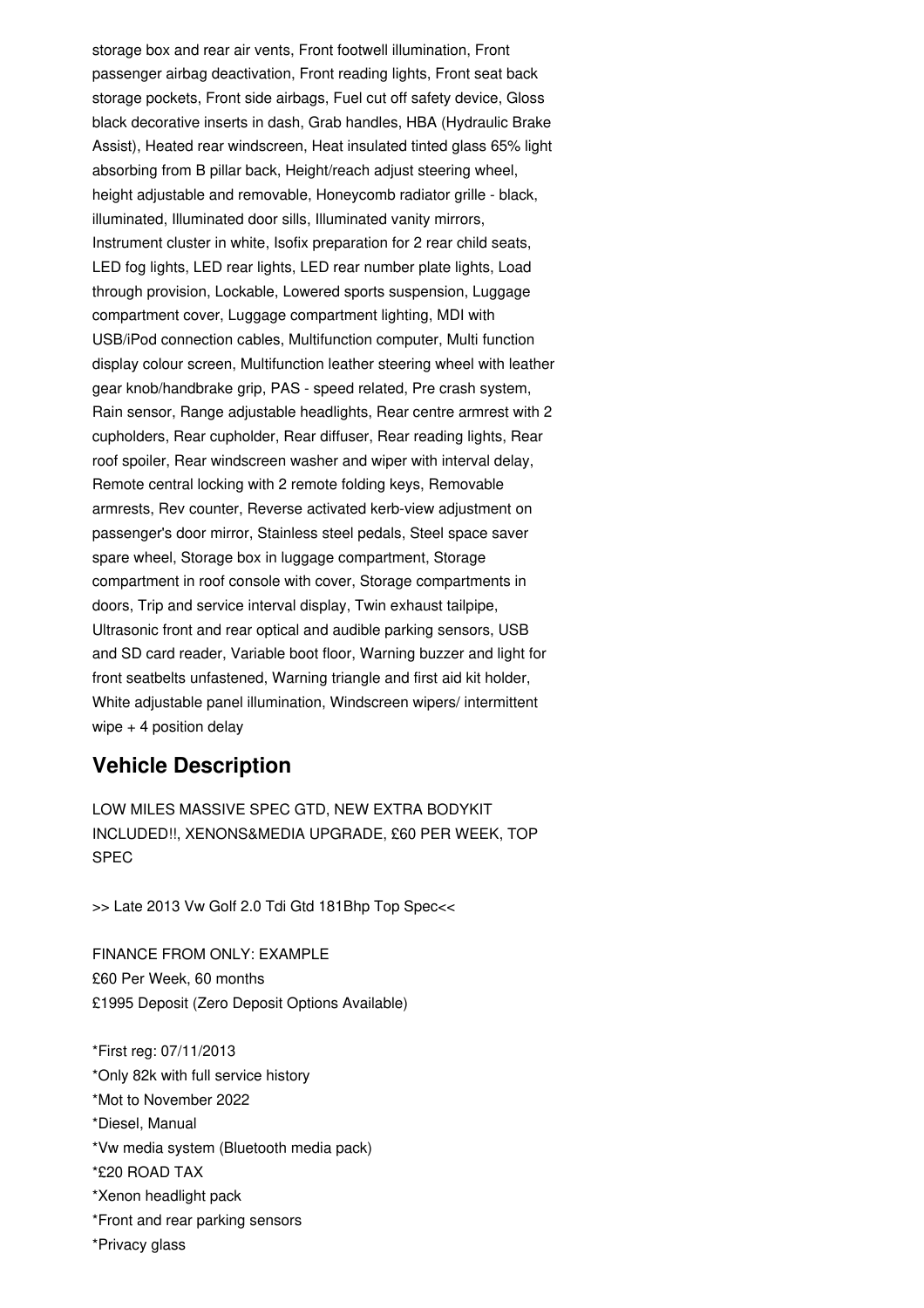storage box and rear air vents, Front footwell illumination, Front passenger airbag deactivation, Front reading lights, Front seat back storage pockets, Front side airbags, Fuel cut off safety device, Gloss black decorative inserts in dash, Grab handles, HBA (Hydraulic Brake Assist), Heated rear windscreen, Heat insulated tinted glass 65% light absorbing from B pillar back, Height/reach adjust steering wheel, height adjustable and removable, Honeycomb radiator grille - black, illuminated, Illuminated door sills, Illuminated vanity mirrors, Instrument cluster in white, Isofix preparation for 2 rear child seats, LED fog lights, LED rear lights, LED rear number plate lights, Load through provision, Lockable, Lowered sports suspension, Luggage compartment cover, Luggage compartment lighting, MDI with USB/iPod connection cables, Multifunction computer, Multi function display colour screen, Multifunction leather steering wheel with leather gear knob/handbrake grip, PAS - speed related, Pre crash system, Rain sensor, Range adjustable headlights, Rear centre armrest with 2 cupholders, Rear cupholder, Rear diffuser, Rear reading lights, Rear roof spoiler, Rear windscreen washer and wiper with interval delay, Remote central locking with 2 remote folding keys, Removable armrests, Rev counter, Reverse activated kerb-view adjustment on passenger's door mirror, Stainless steel pedals, Steel space saver spare wheel, Storage box in luggage compartment, Storage compartment in roof console with cover, Storage compartments in doors, Trip and service interval display, Twin exhaust tailpipe, Ultrasonic front and rear optical and audible parking sensors, USB and SD card reader, Variable boot floor, Warning buzzer and light for front seatbelts unfastened, Warning triangle and first aid kit holder, White adjustable panel illumination, Windscreen wipers/ intermittent wipe + 4 position delay

## Vehicle Description

LOW MILES MASSIVE SPEC GTD, NEW EXTRA BODYKIT INCLUDED!!, XENONS&MEDIA UPGRADE, £60 PER WEEK, TOP SPEC

>> Late 2013 Vw Golf 2.0 Tdi Gtd 181Bhp Top Spec<<

FINANCE FROM ONLY: EXAMPLE
£60 Per Week, 60 months
£1995 Deposit (Zero Deposit Options Available)

*First reg: 07/11/2013
*Only 82k with full service history
*Mot to November 2022
*Diesel, Manual
*Vw media system (Bluetooth media pack)
*£20 ROAD TAX
*Xenon headlight pack
*Front and rear parking sensors
*Privacy glass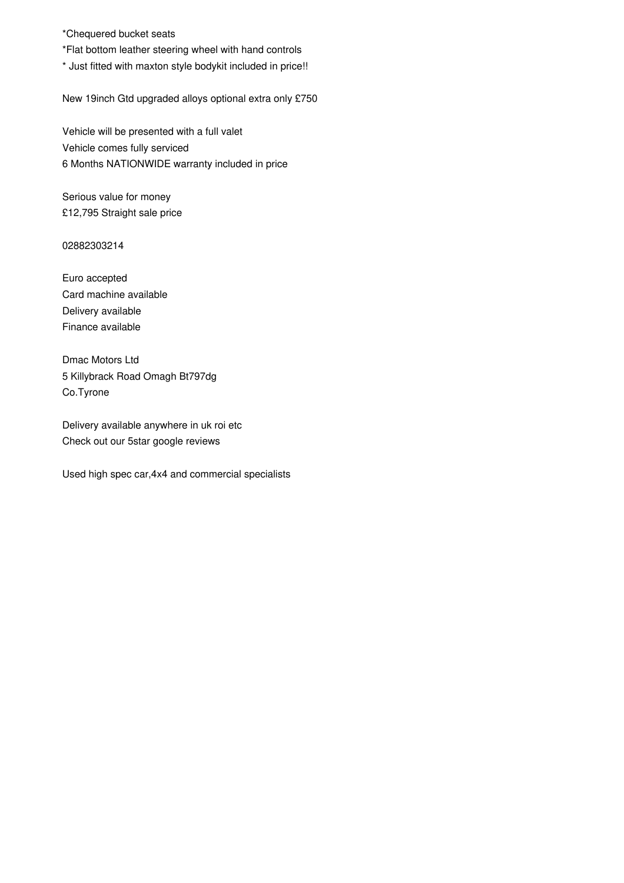*Chequered bucket seats
*Flat bottom leather steering wheel with hand controls
* Just fitted with maxton style bodykit included in price!!

New 19inch Gtd upgraded alloys optional extra only £750

Vehicle will be presented with a full valet
Vehicle comes fully serviced
6 Months NATIONWIDE warranty included in price

Serious value for money
£12,795 Straight sale price

02882303214

Euro accepted
Card machine available
Delivery available
Finance available

Dmac Motors Ltd
5 Killybrack Road Omagh Bt797dg
Co.Tyrone

Delivery available anywhere in uk roi etc
Check out our 5star google reviews

Used high spec car,4x4 and commercial specialists